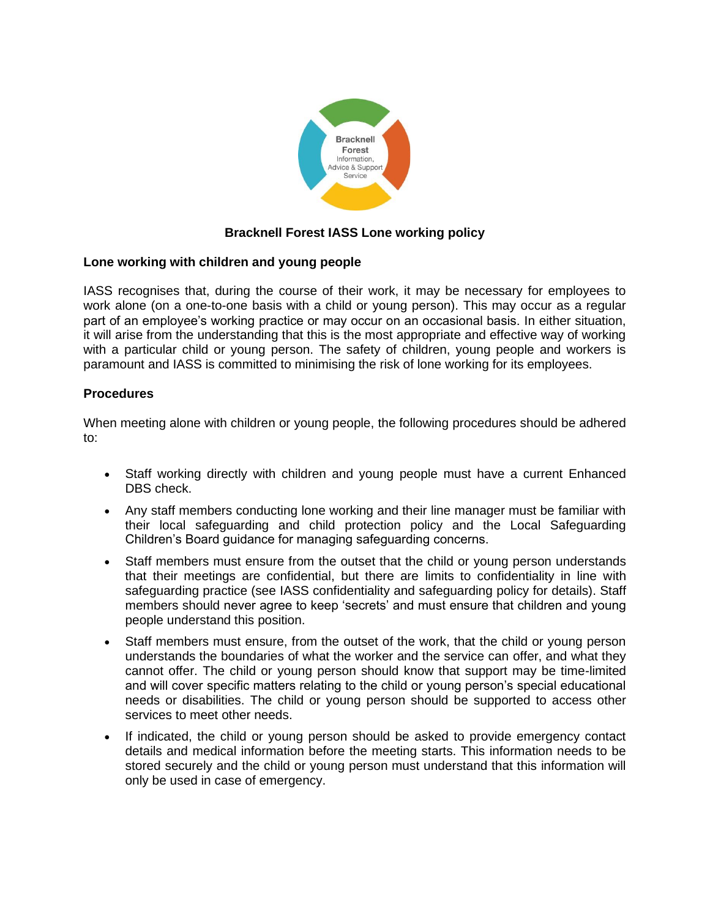# Bracknell Forest IASS Lone working policy

## Lone working with children and young people

IASS recognises that, during the course of their work, it may be necessary for employees to work alone (on a one-to-one basis with a child or young person). This may occur as a regular part of an employee's working practice or may occur on an occasional basis. In either situation, it will arise from the understanding that this is the most appropriate and effective way of working with a particular child or young person. The safety of children, young people and workers is paramount and IASS is committed to minimising the risk of lone working for its employees.

## Procedures

When meeting alone with children or young people, the following procedures should be adhered to:

- Staff working directly with children and young people must have a current Enhanced DBS check.
- Any staff members conducting lone working and their line manager must be familiar with their local safeguarding and child protection policy and the Local Safeguarding Children's Board guidance for managing safeguarding concerns.
- Staff members must ensure from the outset that the child or young person understands that their meetings are confidential, but there are limits to confidentiality in line with safeguarding practice (see IASS confidentiality and safeguarding policy for details). Staff members should never agree to keep 'secrets' and must ensure that children and young people understand this position.
- Staff members must ensure, from the outset of the work, that the child or young person understands the boundaries of what the worker and the service can offer, and what they cannot offer. The child or young person should know that support may be time-limited and will cover specific matters relating to the child or young person's special educational needs or disabilities. The child or young person should be supported to access other services to meet other needs.
- If indicated, the child or young person should be asked to provide emergency contact details and medical information before the meeting starts. This information needs to be stored securely and the child or young person must understand that this information will only be used in case of emergency.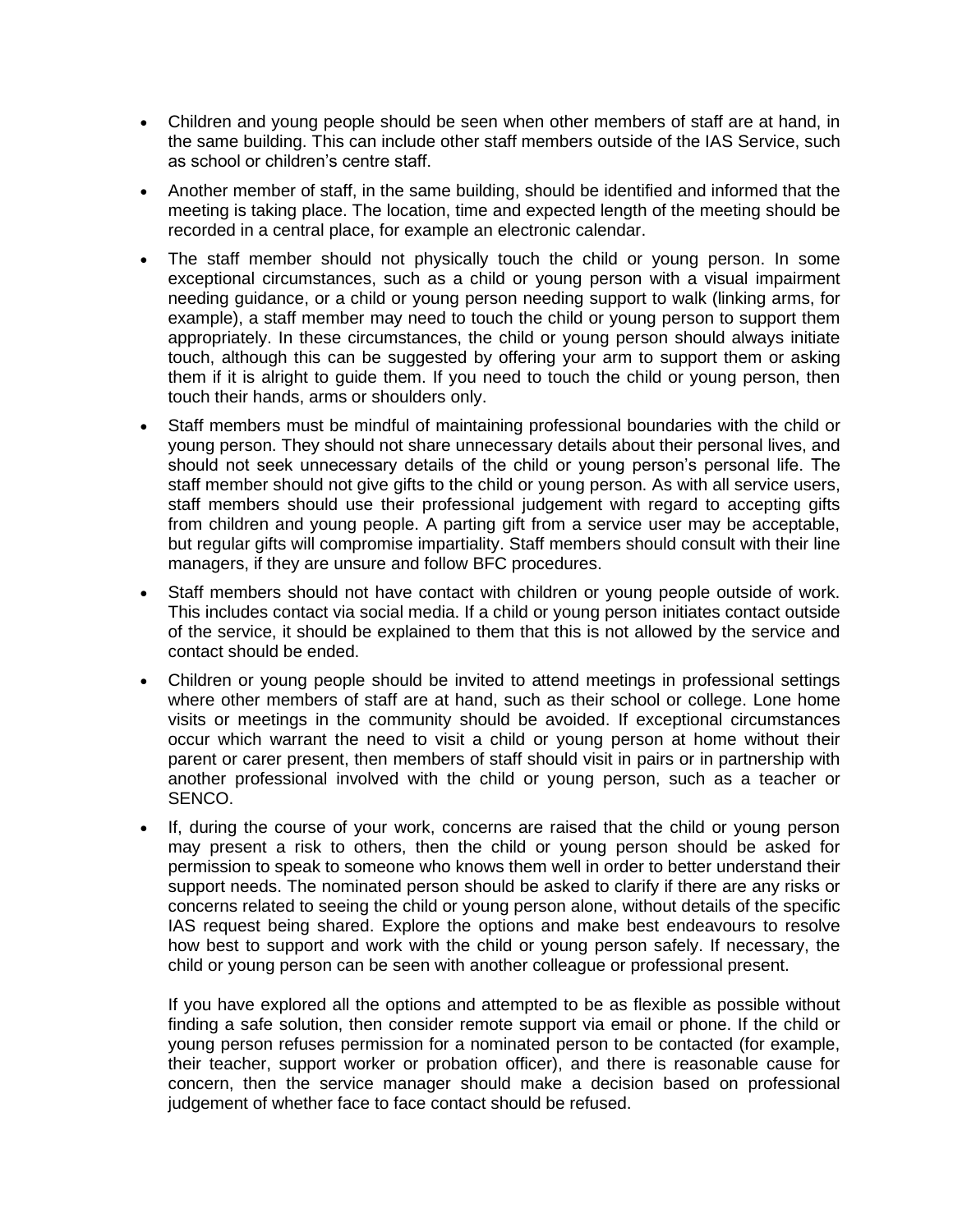- Children and young people should be seen when other members of staff are at hand, in the same building. This can include other staff members outside of the IAS Service, such as school or children's centre staff.
- Another member of staff, in the same building, should be identified and informed that the meeting is taking place. The location, time and expected length of the meeting should be recorded in a central place, for example an electronic calendar.
- The staff member should not physically touch the child or young person. In some exceptional circumstances, such as a child or young person with a visual impairment needing guidance, or a child or young person needing support to walk (linking arms, for example), a staff member may need to touch the child or young person to support them appropriately. In these circumstances, the child or young person should always initiate touch, although this can be suggested by offering your arm to support them or asking them if it is alright to guide them. If you need to touch the child or young person, then touch their hands, arms or shoulders only.
- Staff members must be mindful of maintaining professional boundaries with the child or young person. They should not share unnecessary details about their personal lives, and should not seek unnecessary details of the child or young person's personal life. The staff member should not give gifts to the child or young person. As with all service users, staff members should use their professional judgement with regard to accepting gifts from children and young people. A parting gift from a service user may be acceptable, but regular gifts will compromise impartiality. Staff members should consult with their line managers, if they are unsure and follow BFC procedures.
- Staff members should not have contact with children or young people outside of work. This includes contact via social media. If a child or young person initiates contact outside of the service, it should be explained to them that this is not allowed by the service and contact should be ended.
- Children or young people should be invited to attend meetings in professional settings where other members of staff are at hand, such as their school or college. Lone home visits or meetings in the community should be avoided. If exceptional circumstances occur which warrant the need to visit a child or young person at home without their parent or carer present, then members of staff should visit in pairs or in partnership with another professional involved with the child or young person, such as a teacher or SENCO.
- If, during the course of your work, concerns are raised that the child or young person may present a risk to others, then the child or young person should be asked for permission to speak to someone who knows them well in order to better understand their support needs. The nominated person should be asked to clarify if there are any risks or concerns related to seeing the child or young person alone, without details of the specific IAS request being shared. Explore the options and make best endeavours to resolve how best to support and work with the child or young person safely. If necessary, the child or young person can be seen with another colleague or professional present.

  If you have explored all the options and attempted to be as flexible as possible without finding a safe solution, then consider remote support via email or phone. If the child or young person refuses permission for a nominated person to be contacted (for example, their teacher, support worker or probation officer), and there is reasonable cause for concern, then the service manager should make a decision based on professional judgement of whether face to face contact should be refused.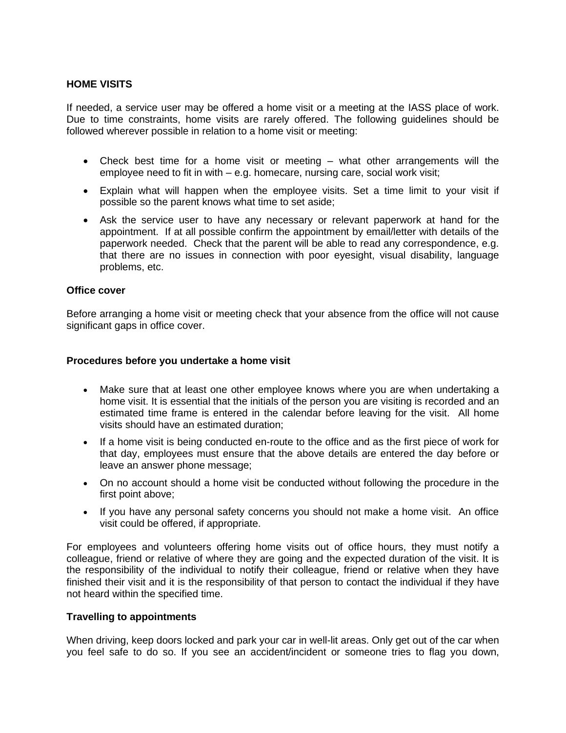**HOME VISITS**

If needed, a service user may be offered a home visit or a meeting at the IASS place of work. Due to time constraints, home visits are rarely offered. The following guidelines should be followed wherever possible in relation to a home visit or meeting:

- Check best time for a home visit or meeting – what other arrangements will the employee need to fit in with – e.g. homecare, nursing care, social work visit;
- Explain what will happen when the employee visits. Set a time limit to your visit if possible so the parent knows what time to set aside;
- Ask the service user to have any necessary or relevant paperwork at hand for the appointment. If at all possible confirm the appointment by email/letter with details of the paperwork needed. Check that the parent will be able to read any correspondence, e.g. that there are no issues in connection with poor eyesight, visual disability, language problems, etc.

**Office cover**

Before arranging a home visit or meeting check that your absence from the office will not cause significant gaps in office cover.

**Procedures before you undertake a home visit**

- Make sure that at least one other employee knows where you are when undertaking a home visit. It is essential that the initials of the person you are visiting is recorded and an estimated time frame is entered in the calendar before leaving for the visit. All home visits should have an estimated duration;
- If a home visit is being conducted en-route to the office and as the first piece of work for that day, employees must ensure that the above details are entered the day before or leave an answer phone message;
- On no account should a home visit be conducted without following the procedure in the first point above;
- If you have any personal safety concerns you should not make a home visit. An office visit could be offered, if appropriate.

For employees and volunteers offering home visits out of office hours, they must notify a colleague, friend or relative of where they are going and the expected duration of the visit. It is the responsibility of the individual to notify their colleague, friend or relative when they have finished their visit and it is the responsibility of that person to contact the individual if they have not heard within the specified time.

**Travelling to appointments**

When driving, keep doors locked and park your car in well-lit areas. Only get out of the car when you feel safe to do so. If you see an accident/incident or someone tries to flag you down,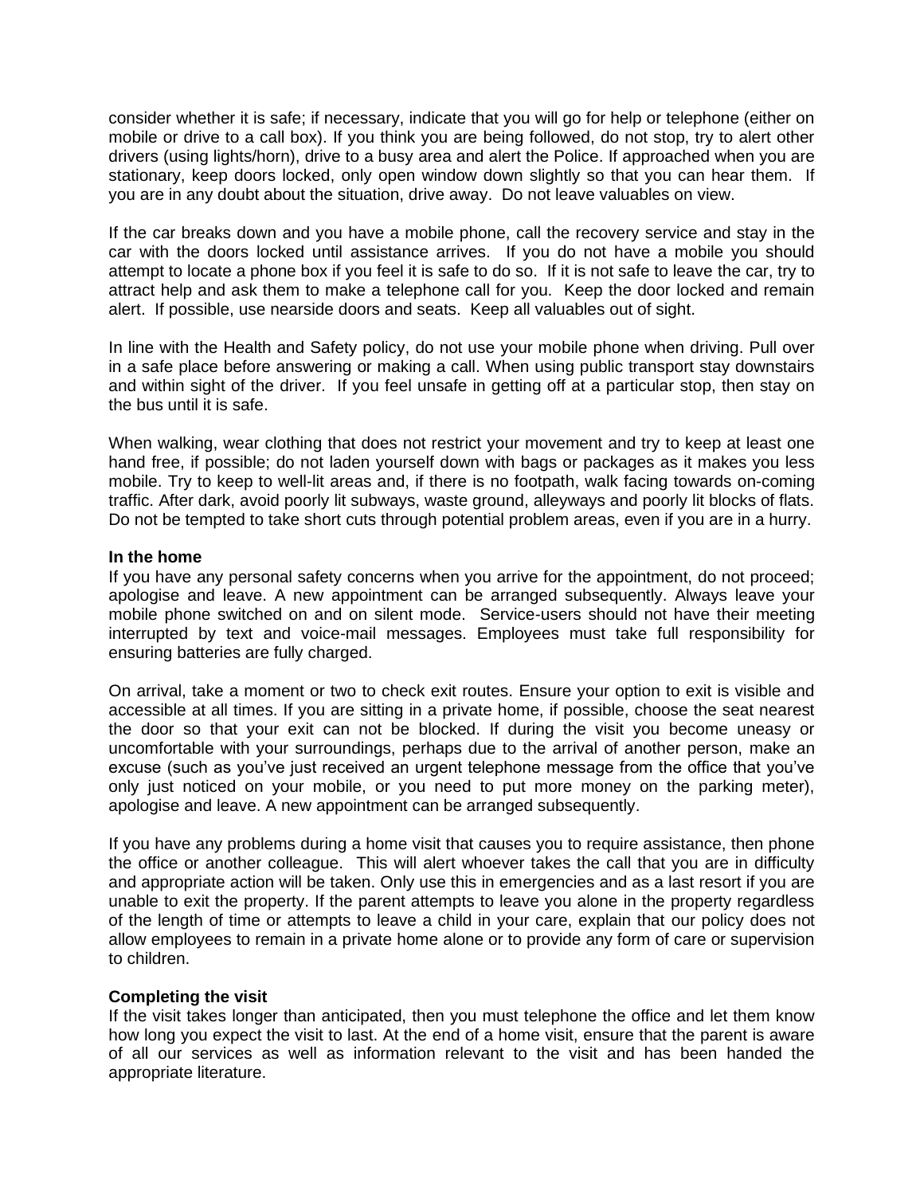consider whether it is safe; if necessary, indicate that you will go for help or telephone (either on mobile or drive to a call box). If you think you are being followed, do not stop, try to alert other drivers (using lights/horn), drive to a busy area and alert the Police. If approached when you are stationary, keep doors locked, only open window down slightly so that you can hear them. If you are in any doubt about the situation, drive away. Do not leave valuables on view.

If the car breaks down and you have a mobile phone, call the recovery service and stay in the car with the doors locked until assistance arrives. If you do not have a mobile you should attempt to locate a phone box if you feel it is safe to do so. If it is not safe to leave the car, try to attract help and ask them to make a telephone call for you. Keep the door locked and remain alert. If possible, use nearside doors and seats. Keep all valuables out of sight.

In line with the Health and Safety policy, do not use your mobile phone when driving. Pull over in a safe place before answering or making a call. When using public transport stay downstairs and within sight of the driver. If you feel unsafe in getting off at a particular stop, then stay on the bus until it is safe.

When walking, wear clothing that does not restrict your movement and try to keep at least one hand free, if possible; do not laden yourself down with bags or packages as it makes you less mobile. Try to keep to well-lit areas and, if there is no footpath, walk facing towards on-coming traffic. After dark, avoid poorly lit subways, waste ground, alleyways and poorly lit blocks of flats. Do not be tempted to take short cuts through potential problem areas, even if you are in a hurry.

**In the home**

If you have any personal safety concerns when you arrive for the appointment, do not proceed; apologise and leave. A new appointment can be arranged subsequently. Always leave your mobile phone switched on and on silent mode. Service-users should not have their meeting interrupted by text and voice-mail messages. Employees must take full responsibility for ensuring batteries are fully charged.

On arrival, take a moment or two to check exit routes. Ensure your option to exit is visible and accessible at all times. If you are sitting in a private home, if possible, choose the seat nearest the door so that your exit can not be blocked. If during the visit you become uneasy or uncomfortable with your surroundings, perhaps due to the arrival of another person, make an excuse (such as you've just received an urgent telephone message from the office that you've only just noticed on your mobile, or you need to put more money on the parking meter), apologise and leave. A new appointment can be arranged subsequently.

If you have any problems during a home visit that causes you to require assistance, then phone the office or another colleague. This will alert whoever takes the call that you are in difficulty and appropriate action will be taken. Only use this in emergencies and as a last resort if you are unable to exit the property. If the parent attempts to leave you alone in the property regardless of the length of time or attempts to leave a child in your care, explain that our policy does not allow employees to remain in a private home alone or to provide any form of care or supervision to children.

**Completing the visit**

If the visit takes longer than anticipated, then you must telephone the office and let them know how long you expect the visit to last. At the end of a home visit, ensure that the parent is aware of all our services as well as information relevant to the visit and has been handed the appropriate literature.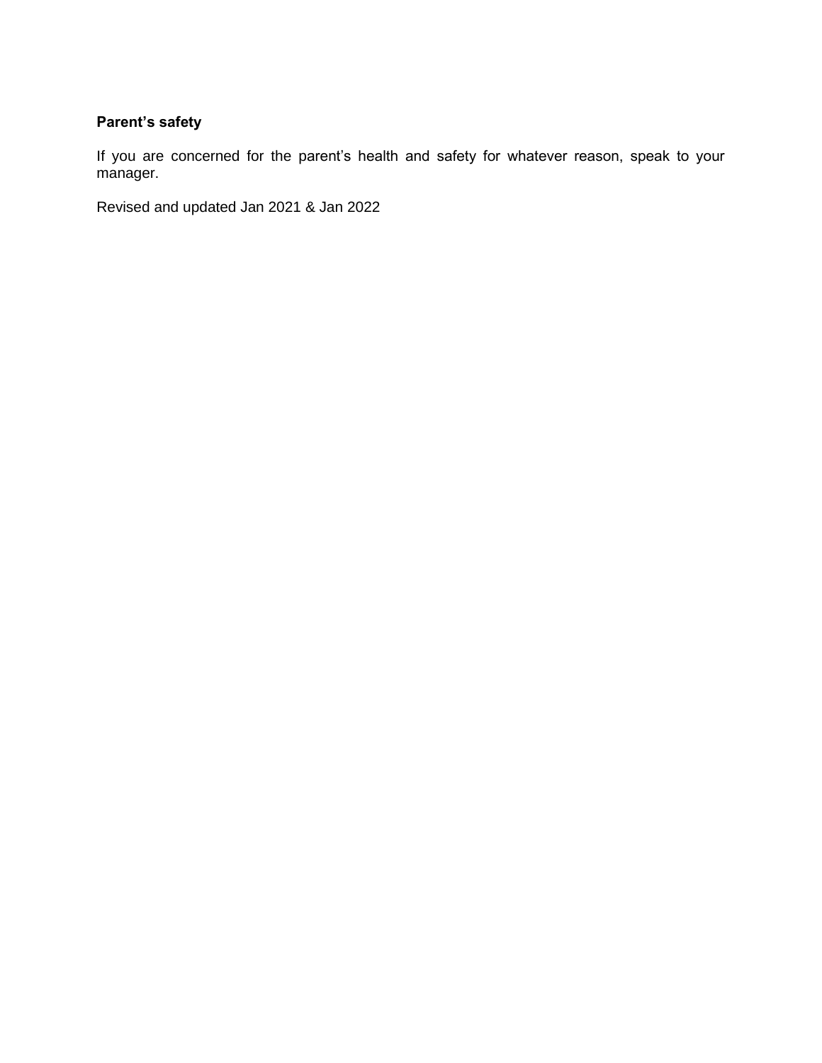**Parent's safety**

If you are concerned for the parent's health and safety for whatever reason, speak to your manager.

Revised and updated Jan 2021 & Jan 2022